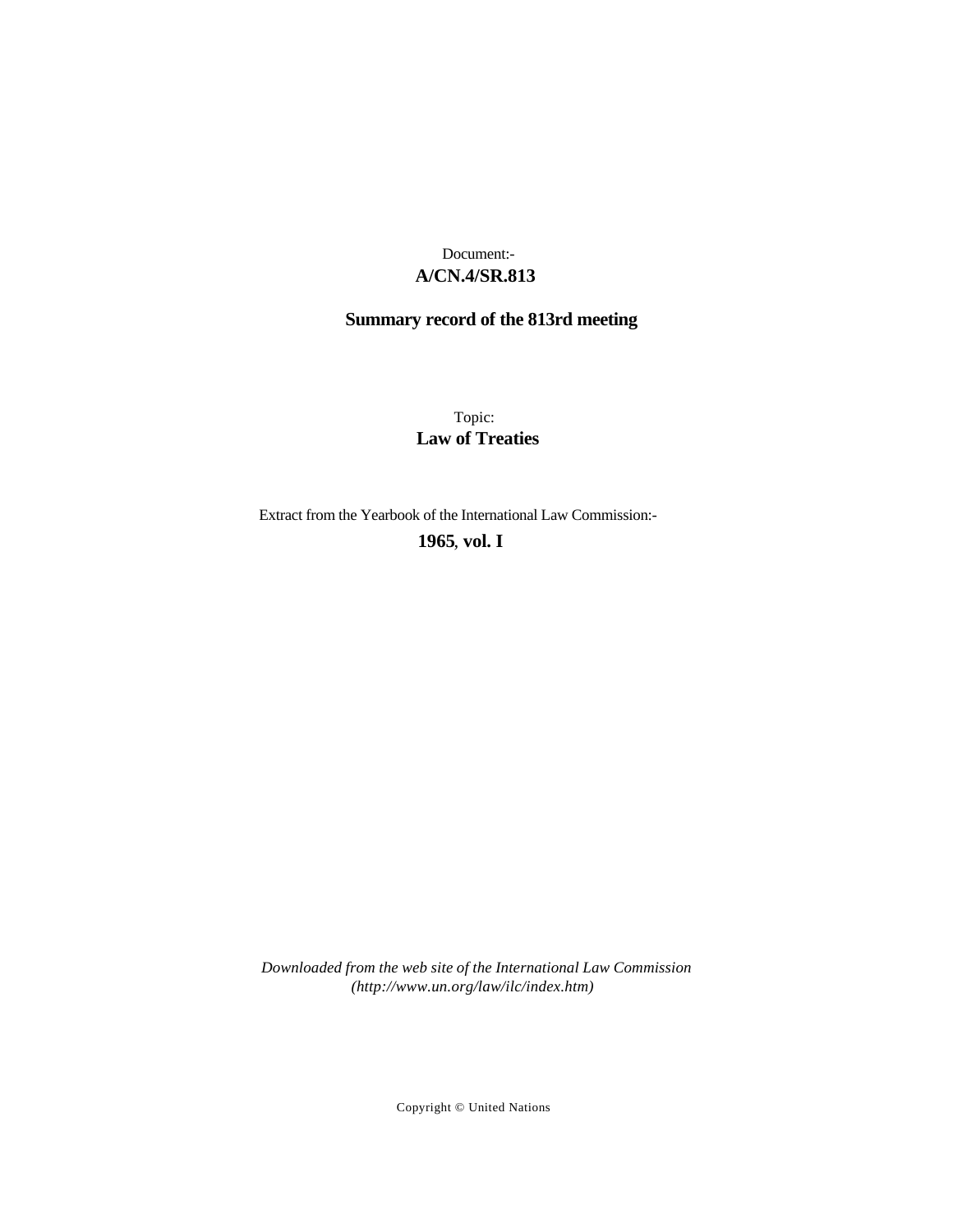Document:-

**A/CN.4/SR.813**

**Summary record of the 813rd meeting**

Topic:

**Law of Treaties**

Extract from the Yearbook of the International Law Commission:-

**1965, vol. I**

*Downloaded from the web site of the International Law Commission (http://www.un.org/law/ilc/index.htm)*

Copyright © United Nations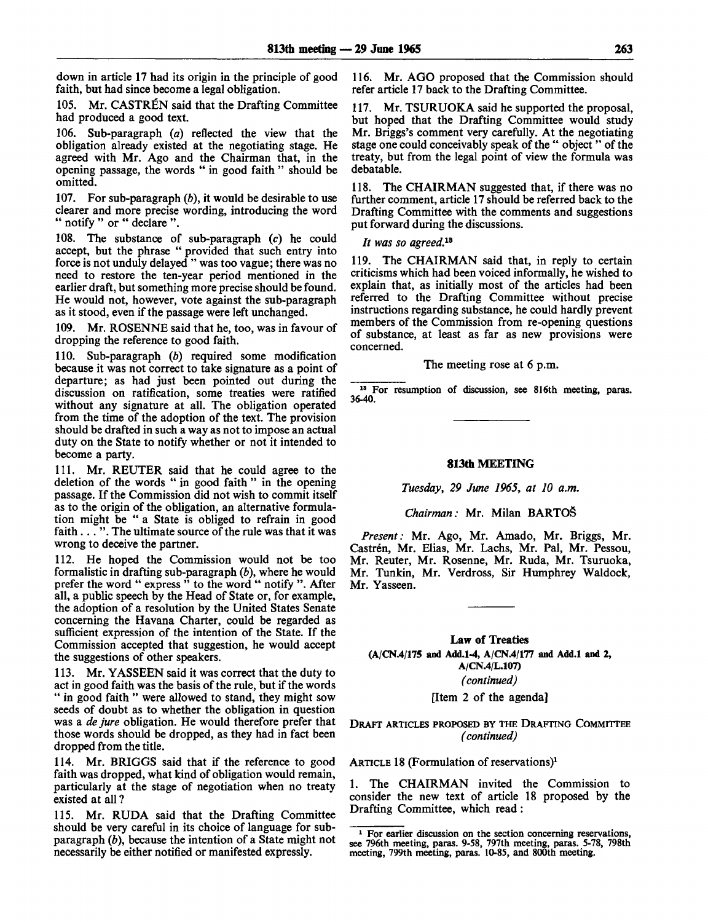down in article 17 had its origin in the principle of good faith, but had since become a legal obligation.

105. Mr. CASTRÉN said that the Drafting Committee had produced a good text.

106. Sub-paragraph (*a*) reflected the view that the obligation already existed at the negotiating stage. He agreed with Mr. Ago and the Chairman that, in the opening passage, the words " in good faith " should be omitted.

107. For sub-paragraph (*b*), it would be desirable to use clearer and more precise wording, introducing the word " notify " or " declare ".

108. The substance of sub-paragraph (*c*) he could accept, but the phrase " provided that such entry into force is not unduly delayed " was too vague; there was no need to restore the ten-year period mentioned in the earlier draft, but something more precise should be found. He would not, however, vote against the sub-paragraph as it stood, even if the passage were left unchanged.

109. Mr. ROSENNE said that he, too, was in favour of dropping the reference to good faith.

110. Sub-paragraph (*b*) required some modification because it was not correct to take signature as a point of departure; as had just been pointed out during the discussion on ratification, some treaties were ratified without any signature at all. The obligation operated from the time of the adoption of the text. The provision should be drafted in such a way as not to impose an actual duty on the State to notify whether or not it intended to become a party.

111. Mr. REUTER said that he could agree to the deletion of the words " in good faith " in the opening passage. If the Commission did not wish to commit itself as to the origin of the obligation, an alternative formulation might be " a State is obliged to refrain in good faith . . . ". The ultimate source of the rule was that it was wrong to deceive the partner.

112. He hoped the Commission would not be too formalistic in drafting sub-paragraph (*b*), where he would prefer the word " express " to the word " notify ". After all, a public speech by the Head of State or, for example, the adoption of a resolution by the United States Senate concerning the Havana Charter, could be regarded as sufficient expression of the intention of the State. If the Commission accepted that suggestion, he would accept the suggestions of other speakers.

113. Mr. YASSEEN said it was correct that the duty to act in good faith was the basis of the rule, but if the words " in good faith " were allowed to stand, they might sow seeds of doubt as to whether the obligation in question was a *de jure* obligation. He would therefore prefer that those words should be dropped, as they had in fact been dropped from the title.

114. Mr. BRIGGS said that if the reference to good faith was dropped, what kind of obligation would remain, particularly at the stage of negotiation when no treaty existed at all?

115. Mr. RUDA said that the Drafting Committee should be very careful in its choice of language for sub-paragraph (*b*), because the intention of a State might not necessarily be either notified or manifested expressly.

116. Mr. AGO proposed that the Commission should refer article 17 back to the Drafting Committee.

117. Mr. TSURUOKA said he supported the proposal, but hoped that the Drafting Committee would study Mr. Briggs's comment very carefully. At the negotiating stage one could conceivably speak of the " object " of the treaty, but from the legal point of view the formula was debatable.

118. The CHAIRMAN suggested that, if there was no further comment, article 17 should be referred back to the Drafting Committee with the comments and suggestions put forward during the discussions.

*It was so agreed.*[13]

119. The CHAIRMAN said that, in reply to certain criticisms which had been voiced informally, he wished to explain that, as initially most of the articles had been referred to the Drafting Committee without precise instructions regarding substance, he could hardly prevent members of the Commission from re-opening questions of substance, at least as far as new provisions were concerned.

The meeting rose at 6 p.m.

[13] For resumption of discussion, see 816th meeting, paras. 36-40.

---

## 813th MEETING

*Tuesday, 29 June 1965, at 10 a.m.*

*Chairman:* Mr. Milan BARTOŠ

*Present:* Mr. Ago, Mr. Amado, Mr. Briggs, Mr. Castrén, Mr. Elias, Mr. Lachs, Mr. Pal, Mr. Pessou, Mr. Reuter, Mr. Rosenne, Mr. Ruda, Mr. Tsuruoka, Mr. Tunkin, Mr. Verdross, Sir Humphrey Waldock, Mr. Yasseen.

---

### Law of Treaties
**(A/CN.4/175 and Add.1-4, A/CN.4/177 and Add.1 and 2, A/CN.4/L.107)**
*(continued)*
[Item 2 of the agenda]

DRAFT ARTICLES PROPOSED BY THE DRAFTING COMMITTEE *(continued)*

ARTICLE 18 (Formulation of reservations)[1]

1. The CHAIRMAN invited the Commission to consider the new text of article 18 proposed by the Drafting Committee, which read:

[1] For earlier discussion on the section concerning reservations, see 796th meeting, paras. 9-58, 797th meeting, paras. 5-78, 798th meeting, 799th meeting, paras. 10-85, and 800th meeting.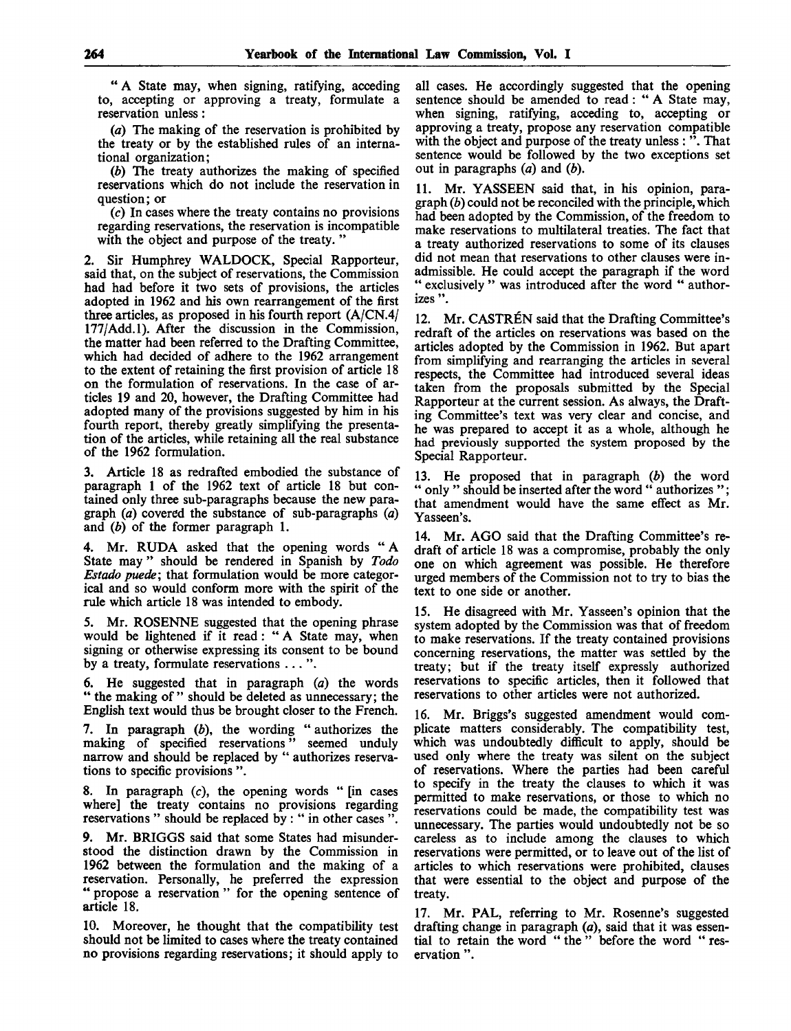"A State may, when signing, ratifying, acceding to, accepting or approving a treaty, formulate a reservation unless:

(*a*) The making of the reservation is prohibited by the treaty or by the established rules of an international organization;

(*b*) The treaty authorizes the making of specified reservations which do not include the reservation in question; or

(*c*) In cases where the treaty contains no provisions regarding reservations, the reservation is incompatible with the object and purpose of the treaty."

2. Sir Humphrey WALDOCK, Special Rapporteur, said that, on the subject of reservations, the Commission had had before it two sets of provisions, the articles adopted in 1962 and his own rearrangement of the first three articles, as proposed in his fourth report (A/CN.4/177/Add.1). After the discussion in the Commission, the matter had been referred to the Drafting Committee, which had decided of adhere to the 1962 arrangement to the extent of retaining the first provision of article 18 on the formulation of reservations. In the case of articles 19 and 20, however, the Drafting Committee had adopted many of the provisions suggested by him in his fourth report, thereby greatly simplifying the presentation of the articles, while retaining all the real substance of the 1962 formulation.

3. Article 18 as redrafted embodied the substance of paragraph 1 of the 1962 text of article 18 but contained only three sub-paragraphs because the new paragraph (*a*) covered the substance of sub-paragraphs (*a*) and (*b*) of the former paragraph 1.

4. Mr. RUDA asked that the opening words "A State may" should be rendered in Spanish by *Todo Estado puede*; that formulation would be more categorical and so would conform more with the spirit of the rule which article 18 was intended to embody.

5. Mr. ROSENNE suggested that the opening phrase would be lightened if it read: "A State may, when signing or otherwise expressing its consent to be bound by a treaty, formulate reservations ...".

6. He suggested that in paragraph (*a*) the words "the making of" should be deleted as unnecessary; the English text would thus be brought closer to the French.

7. In paragraph (*b*), the wording "authorizes the making of specified reservations" seemed unduly narrow and should be replaced by "authorizes reservations to specific provisions".

8. In paragraph (*c*), the opening words "[in cases where] the treaty contains no provisions regarding reservations" should be replaced by: "in other cases".

9. Mr. BRIGGS said that some States had misunderstood the distinction drawn by the Commission in 1962 between the formulation and the making of a reservation. Personally, he preferred the expression "propose a reservation" for the opening sentence of article 18.

10. Moreover, he thought that the compatibility test should not be limited to cases where the treaty contained no provisions regarding reservations; it should apply to all cases. He accordingly suggested that the opening sentence should be amended to read: "A State may, when signing, ratifying, acceding to, accepting or approving a treaty, propose any reservation compatible with the object and purpose of the treaty unless:". That sentence would be followed by the two exceptions set out in paragraphs (*a*) and (*b*).

11. Mr. YASSEEN said that, in his opinion, paragraph (*b*) could not be reconciled with the principle, which had been adopted by the Commission, of the freedom to make reservations to multilateral treaties. The fact that a treaty authorized reservations to some of its clauses did not mean that reservations to other clauses were inadmissible. He could accept the paragraph if the word "exclusively" was introduced after the word "authorizes".

12. Mr. CASTRÉN said that the Drafting Committee's redraft of the articles on reservations was based on the articles adopted by the Commission in 1962. But apart from simplifying and rearranging the articles in several respects, the Committee had introduced several ideas taken from the proposals submitted by the Special Rapporteur at the current session. As always, the Drafting Committee's text was very clear and concise, and he was prepared to accept it as a whole, although he had previously supported the system proposed by the Special Rapporteur.

13. He proposed that in paragraph (*b*) the word "only" should be inserted after the word "authorizes"; that amendment would have the same effect as Mr. Yasseen's.

14. Mr. AGO said that the Drafting Committee's redraft of article 18 was a compromise, probably the only one on which agreement was possible. He therefore urged members of the Commission not to try to bias the text to one side or another.

15. He disagreed with Mr. Yasseen's opinion that the system adopted by the Commission was that of freedom to make reservations. If the treaty contained provisions concerning reservations, the matter was settled by the treaty; but if the treaty itself expressly authorized reservations to specific articles, then it followed that reservations to other articles were not authorized.

16. Mr. Briggs's suggested amendment would complicate matters considerably. The compatibility test, which was undoubtedly difficult to apply, should be used only where the treaty was silent on the subject of reservations. Where the parties had been careful to specify in the treaty the clauses to which it was permitted to make reservations, or those to which no reservations could be made, the compatibility test was unnecessary. The parties would undoubtedly not be so careless as to include among the clauses to which reservations were permitted, or to leave out of the list of articles to which reservations were prohibited, clauses that were essential to the object and purpose of the treaty.

17. Mr. PAL, referring to Mr. Rosenne's suggested drafting change in paragraph (*a*), said that it was essential to retain the word "the" before the word "reservation".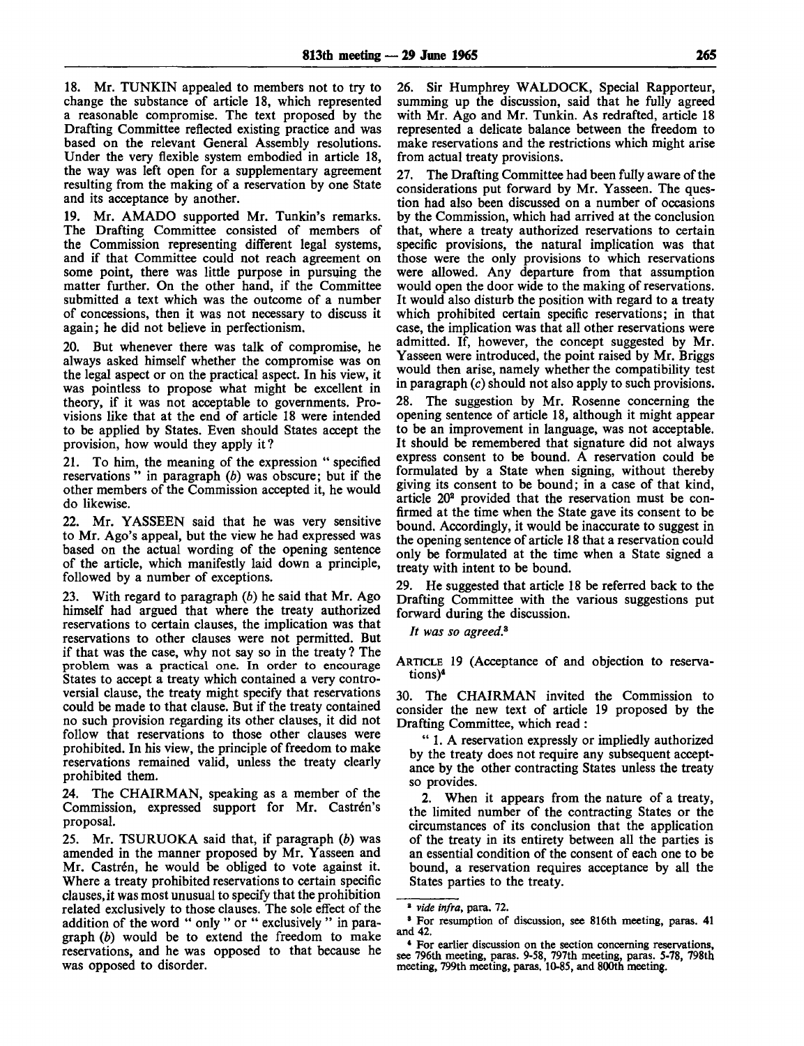18. Mr. TUNKIN appealed to members not to try to change the substance of article 18, which represented a reasonable compromise. The text proposed by the Drafting Committee reflected existing practice and was based on the relevant General Assembly resolutions. Under the very flexible system embodied in article 18, the way was left open for a supplementary agreement resulting from the making of a reservation by one State and its acceptance by another.

19. Mr. AMADO supported Mr. Tunkin's remarks. The Drafting Committee consisted of members of the Commission representing different legal systems, and if that Committee could not reach agreement on some point, there was little purpose in pursuing the matter further. On the other hand, if the Committee submitted a text which was the outcome of a number of concessions, then it was not necessary to discuss it again; he did not believe in perfectionism.

20. But whenever there was talk of compromise, he always asked himself whether the compromise was on the legal aspect or on the practical aspect. In his view, it was pointless to propose what might be excellent in theory, if it was not acceptable to governments. Provisions like that at the end of article 18 were intended to be applied by States. Even should States accept the provision, how would they apply it?

21. To him, the meaning of the expression " specified reservations " in paragraph (*b*) was obscure; but if the other members of the Commission accepted it, he would do likewise.

22. Mr. YASSEEN said that he was very sensitive to Mr. Ago's appeal, but the view he had expressed was based on the actual wording of the opening sentence of the article, which manifestly laid down a principle, followed by a number of exceptions.

23. With regard to paragraph (*b*) he said that Mr. Ago himself had argued that where the treaty authorized reservations to certain clauses, the implication was that reservations to other clauses were not permitted. But if that was the case, why not say so in the treaty? The problem was a practical one. In order to encourage States to accept a treaty which contained a very controversial clause, the treaty might specify that reservations could be made to that clause. But if the treaty contained no such provision regarding its other clauses, it did not follow that reservations to those other clauses were prohibited. In his view, the principle of freedom to make reservations remained valid, unless the treaty clearly prohibited them.

24. The CHAIRMAN, speaking as a member of the Commission, expressed support for Mr. Castrén's proposal.

25. Mr. TSURUOKA said that, if paragraph (*b*) was amended in the manner proposed by Mr. Yasseen and Mr. Castrén, he would be obliged to vote against it. Where a treaty prohibited reservations to certain specific clauses, it was most unusual to specify that the prohibition related exclusively to those clauses. The sole effect of the addition of the word " only " or " exclusively " in paragraph (*b*) would be to extend the freedom to make reservations, and he was opposed to that because he was opposed to disorder.

26. Sir Humphrey WALDOCK, Special Rapporteur, summing up the discussion, said that he fully agreed with Mr. Ago and Mr. Tunkin. As redrafted, article 18 represented a delicate balance between the freedom to make reservations and the restrictions which might arise from actual treaty provisions.

27. The Drafting Committee had been fully aware of the considerations put forward by Mr. Yasseen. The question had also been discussed on a number of occasions by the Commission, which had arrived at the conclusion that, where a treaty authorized reservations to certain specific provisions, the natural implication was that those were the only provisions to which reservations were allowed. Any departure from that assumption would open the door wide to the making of reservations. It would also disturb the position with regard to a treaty which prohibited certain specific reservations; in that case, the implication was that all other reservations were admitted. If, however, the concept suggested by Mr. Yasseen were introduced, the point raised by Mr. Briggs would then arise, namely whether the compatibility test in paragraph (*c*) should not also apply to such provisions.

28. The suggestion by Mr. Rosenne concerning the opening sentence of article 18, although it might appear to be an improvement in language, was not acceptable. It should be remembered that signature did not always express consent to be bound. A reservation could be formulated by a State when signing, without thereby giving its consent to be bound; in a case of that kind, article 20[2] provided that the reservation must be confirmed at the time when the State gave its consent to be bound. Accordingly, it would be inaccurate to suggest in the opening sentence of article 18 that a reservation could only be formulated at the time when a State signed a treaty with intent to be bound.

29. He suggested that article 18 be referred back to the Drafting Committee with the various suggestions put forward during the discussion.

*It was so agreed.*[3]

ARTICLE 19 (Acceptance of and objection to reservations)[4]

30. The CHAIRMAN invited the Commission to consider the new text of article 19 proposed by the Drafting Committee, which read:

" 1. A reservation expressly or impliedly authorized by the treaty does not require any subsequent acceptance by the other contracting States unless the treaty so provides.

2. When it appears from the nature of a treaty, the limited number of the contracting States or the circumstances of its conclusion that the application of the treaty in its entirety between all the parties is an essential condition of the consent of each one to be bound, a reservation requires acceptance by all the States parties to the treaty.

---

[2] *vide infra*, para. 72.

[3] For resumption of discussion, see 816th meeting, paras. 41 and 42.

[4] For earlier discussion on the section concerning reservations, see 796th meeting, paras. 9-58, 797th meeting, paras. 5-78, 798th meeting, 799th meeting, paras. 10-85, and 800th meeting.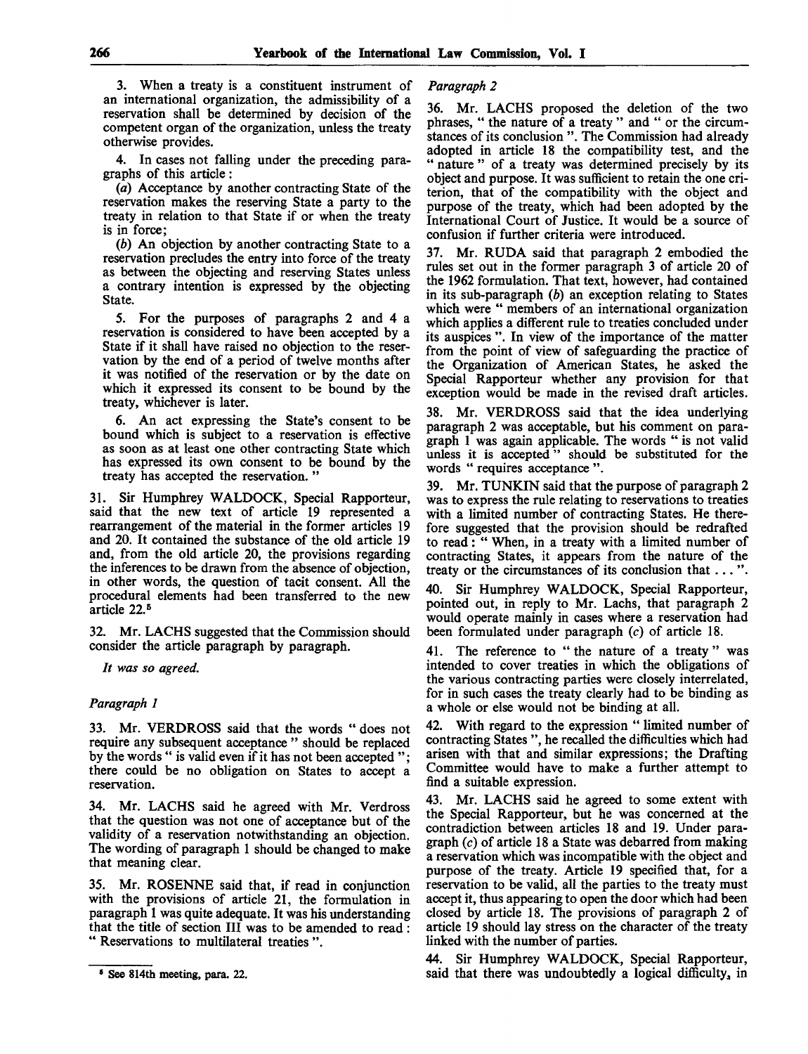3. When a treaty is a constituent instrument of an international organization, the admissibility of a reservation shall be determined by decision of the competent organ of the organization, unless the treaty otherwise provides.

4. In cases not falling under the preceding paragraphs of this article:

(*a*) Acceptance by another contracting State of the reservation makes the reserving State a party to the treaty in relation to that State if or when the treaty is in force;

(*b*) An objection by another contracting State to a reservation precludes the entry into force of the treaty as between the objecting and reserving States unless a contrary intention is expressed by the objecting State.

5. For the purposes of paragraphs 2 and 4 a reservation is considered to have been accepted by a State if it shall have raised no objection to the reservation by the end of a period of twelve months after it was notified of the reservation or by the date on which it expressed its consent to be bound by the treaty, whichever is later.

6. An act expressing the State's consent to be bound which is subject to a reservation is effective as soon as at least one other contracting State which has expressed its own consent to be bound by the treaty has accepted the reservation."

31. Sir Humphrey WALDOCK, Special Rapporteur, said that the new text of article 19 represented a rearrangement of the material in the former articles 19 and 20. It contained the substance of the old article 19 and, from the old article 20, the provisions regarding the inferences to be drawn from the absence of objection, in other words, the question of tacit consent. All the procedural elements had been transferred to the new article 22.[5]

32. Mr. LACHS suggested that the Commission should consider the article paragraph by paragraph.

*It was so agreed.*

*Paragraph 1*

33. Mr. VERDROSS said that the words "does not require any subsequent acceptance" should be replaced by the words "is valid even if it has not been accepted"; there could be no obligation on States to accept a reservation.

34. Mr. LACHS said he agreed with Mr. Verdross that the question was not one of acceptance but of the validity of a reservation notwithstanding an objection. The wording of paragraph 1 should be changed to make that meaning clear.

35. Mr. ROSENNE said that, if read in conjunction with the provisions of article 21, the formulation in paragraph 1 was quite adequate. It was his understanding that the title of section III was to be amended to read: "Reservations to multilateral treaties".

[5] See 814th meeting, para. 22.

*Paragraph 2*

36. Mr. LACHS proposed the deletion of the two phrases, "the nature of a treaty" and "or the circumstances of its conclusion". The Commission had already adopted in article 18 the compatibility test, and the "nature" of a treaty was determined precisely by its object and purpose. It was sufficient to retain the one criterion, that of the compatibility with the object and purpose of the treaty, which had been adopted by the International Court of Justice. It would be a source of confusion if further criteria were introduced.

37. Mr. RUDA said that paragraph 2 embodied the rules set out in the former paragraph 3 of article 20 of the 1962 formulation. That text, however, had contained in its sub-paragraph (*b*) an exception relating to States which were "members of an international organization which applies a different rule to treaties concluded under its auspices". In view of the importance of the matter from the point of view of safeguarding the practice of the Organization of American States, he asked the Special Rapporteur whether any provision for that exception would be made in the revised draft articles.

38. Mr. VERDROSS said that the idea underlying paragraph 2 was acceptable, but his comment on paragraph 1 was again applicable. The words "is not valid unless it is accepted" should be substituted for the words "requires acceptance".

39. Mr. TUNKIN said that the purpose of paragraph 2 was to express the rule relating to reservations to treaties with a limited number of contracting States. He therefore suggested that the provision should be redrafted to read: "When, in a treaty with a limited number of contracting States, it appears from the nature of the treaty or the circumstances of its conclusion that ...".

40. Sir Humphrey WALDOCK, Special Rapporteur, pointed out, in reply to Mr. Lachs, that paragraph 2 would operate mainly in cases where a reservation had been formulated under paragraph (*c*) of article 18.

41. The reference to "the nature of a treaty" was intended to cover treaties in which the obligations of the various contracting parties were closely interrelated, for in such cases the treaty clearly had to be binding as a whole or else would not be binding at all.

42. With regard to the expression "limited number of contracting States", he recalled the difficulties which had arisen with that and similar expressions; the Drafting Committee would have to make a further attempt to find a suitable expression.

43. Mr. LACHS said he agreed to some extent with the Special Rapporteur, but he was concerned at the contradiction between articles 18 and 19. Under paragraph (*c*) of article 18 a State was debarred from making a reservation which was incompatible with the object and purpose of the treaty. Article 19 specified that, for a reservation to be valid, all the parties to the treaty must accept it, thus appearing to open the door which had been closed by article 18. The provisions of paragraph 2 of article 19 should lay stress on the character of the treaty linked with the number of parties.

44. Sir Humphrey WALDOCK, Special Rapporteur, said that there was undoubtedly a logical difficulty, in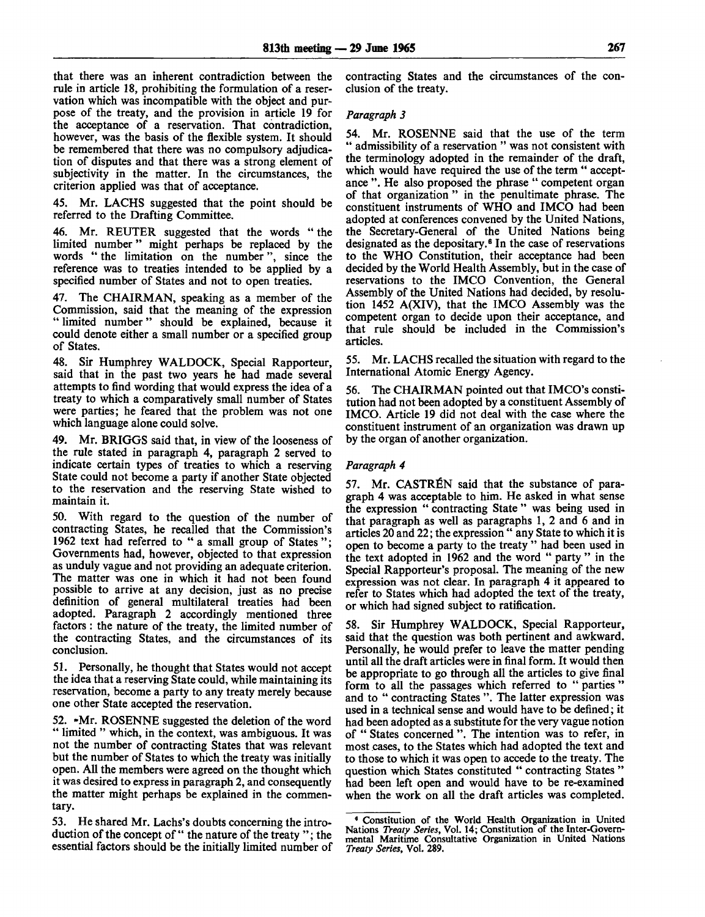that there was an inherent contradiction between the rule in article 18, prohibiting the formulation of a reservation which was incompatible with the object and purpose of the treaty, and the provision in article 19 for the acceptance of a reservation. That contradiction, however, was the basis of the flexible system. It should be remembered that there was no compulsory adjudication of disputes and that there was a strong element of subjectivity in the matter. In the circumstances, the criterion applied was that of acceptance.

45. Mr. LACHS suggested that the point should be referred to the Drafting Committee.

46. Mr. REUTER suggested that the words " the limited number " might perhaps be replaced by the words " the limitation on the number ", since the reference was to treaties intended to be applied by a specified number of States and not to open treaties.

47. The CHAIRMAN, speaking as a member of the Commission, said that the meaning of the expression " limited number " should be explained, because it could denote either a small number or a specified group of States.

48. Sir Humphrey WALDOCK, Special Rapporteur, said that in the past two years he had made several attempts to find wording that would express the idea of a treaty to which a comparatively small number of States were parties; he feared that the problem was not one which language alone could solve.

49. Mr. BRIGGS said that, in view of the looseness of the rule stated in paragraph 4, paragraph 2 served to indicate certain types of treaties to which a reserving State could not become a party if another State objected to the reservation and the reserving State wished to maintain it.

50. With regard to the question of the number of contracting States, he recalled that the Commission's 1962 text had referred to " a small group of States "; Governments had, however, objected to that expression as unduly vague and not providing an adequate criterion. The matter was one in which it had not been found possible to arrive at any decision, just as no precise definition of general multilateral treaties had been adopted. Paragraph 2 accordingly mentioned three factors : the nature of the treaty, the limited number of the contracting States, and the circumstances of its conclusion.

51. Personally, he thought that States would not accept the idea that a reserving State could, while maintaining its reservation, become a party to any treaty merely because one other State accepted the reservation.

52. Mr. ROSENNE suggested the deletion of the word " limited " which, in the context, was ambiguous. It was not the number of contracting States that was relevant but the number of States to which the treaty was initially open. All the members were agreed on the thought which it was desired to express in paragraph 2, and consequently the matter might perhaps be explained in the commentary.

53. He shared Mr. Lachs's doubts concerning the introduction of the concept of " the nature of the treaty "; the essential factors should be the initially limited number of contracting States and the circumstances of the conclusion of the treaty.

*Paragraph 3*

54. Mr. ROSENNE said that the use of the term " admissibility of a reservation " was not consistent with the terminology adopted in the remainder of the draft, which would have required the use of the term " acceptance ". He also proposed the phrase " competent organ of that organization " in the penultimate phrase. The constituent instruments of WHO and IMCO had been adopted at conferences convened by the United Nations, the Secretary-General of the United Nations being designated as the depositary.[6] In the case of reservations to the WHO Constitution, their acceptance had been decided by the World Health Assembly, but in the case of reservations to the IMCO Convention, the General Assembly of the United Nations had decided, by resolution 1452 A(XIV), that the IMCO Assembly was the competent organ to decide upon their acceptance, and that rule should be included in the Commission's articles.

55. Mr. LACHS recalled the situation with regard to the International Atomic Energy Agency.

56. The CHAIRMAN pointed out that IMCO's constitution had not been adopted by a constituent Assembly of IMCO. Article 19 did not deal with the case where the constituent instrument of an organization was drawn up by the organ of another organization.

*Paragraph 4*

57. Mr. CASTRÉN said that the substance of paragraph 4 was acceptable to him. He asked in what sense the expression " contracting State " was being used in that paragraph as well as paragraphs 1, 2 and 6 and in articles 20 and 22; the expression " any State to which it is open to become a party to the treaty " had been used in the text adopted in 1962 and the word " party " in the Special Rapporteur's proposal. The meaning of the new expression was not clear. In paragraph 4 it appeared to refer to States which had adopted the text of the treaty, or which had signed subject to ratification.

58. Sir Humphrey WALDOCK, Special Rapporteur, said that the question was both pertinent and awkward. Personally, he would prefer to leave the matter pending until all the draft articles were in final form. It would then be appropriate to go through all the articles to give final form to all the passages which referred to " parties " and to " contracting States ". The latter expression was used in a technical sense and would have to be defined; it had been adopted as a substitute for the very vague notion of " States concerned ". The intention was to refer, in most cases, to the States which had adopted the text and to those to which it was open to accede to the treaty. The question which States constituted " contracting States " had been left open and would have to be re-examined when the work on all the draft articles was completed.

[6] Constitution of the World Health Organization in United Nations *Treaty Series*, Vol. 14; Constitution of the Inter-Governmental Maritime Consultative Organization in United Nations *Treaty Series*, Vol. 289.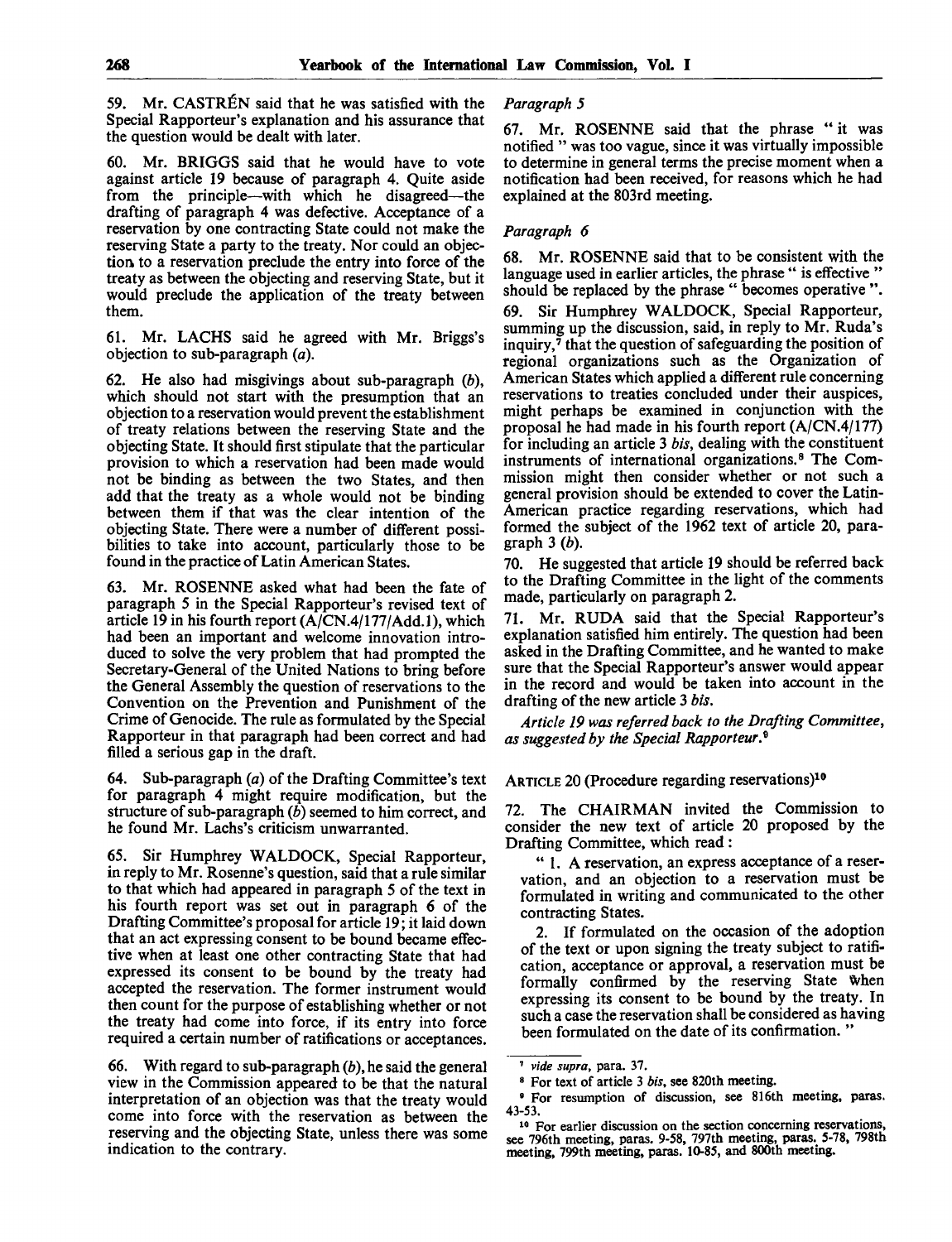59. Mr. CASTRÉN said that he was satisfied with the Special Rapporteur's explanation and his assurance that the question would be dealt with later.

60. Mr. BRIGGS said that he would have to vote against article 19 because of paragraph 4. Quite aside from the principle—with which he disagreed—the drafting of paragraph 4 was defective. Acceptance of a reservation by one contracting State could not make the reserving State a party to the treaty. Nor could an objection to a reservation preclude the entry into force of the treaty as between the objecting and reserving State, but it would preclude the application of the treaty between them.

61. Mr. LACHS said he agreed with Mr. Briggs's objection to sub-paragraph (*a*).

62. He also had misgivings about sub-paragraph (*b*), which should not start with the presumption that an objection to a reservation would prevent the establishment of treaty relations between the reserving State and the objecting State. It should first stipulate that the particular provision to which a reservation had been made would not be binding as between the two States, and then add that the treaty as a whole would not be binding between them if that was the clear intention of the objecting State. There were a number of different possibilities to take into account, particularly those to be found in the practice of Latin American States.

63. Mr. ROSENNE asked what had been the fate of paragraph 5 in the Special Rapporteur's revised text of article 19 in his fourth report (A/CN.4/177/Add.1), which had been an important and welcome innovation introduced to solve the very problem that had prompted the Secretary-General of the United Nations to bring before the General Assembly the question of reservations to the Convention on the Prevention and Punishment of the Crime of Genocide. The rule as formulated by the Special Rapporteur in that paragraph had been correct and had filled a serious gap in the draft.

64. Sub-paragraph (*a*) of the Drafting Committee's text for paragraph 4 might require modification, but the structure of sub-paragraph (*b*) seemed to him correct, and he found Mr. Lachs's criticism unwarranted.

65. Sir Humphrey WALDOCK, Special Rapporteur, in reply to Mr. Rosenne's question, said that a rule similar to that which had appeared in paragraph 5 of the text in his fourth report was set out in paragraph 6 of the Drafting Committee's proposal for article 19; it laid down that an act expressing consent to be bound became effective when at least one other contracting State that had expressed its consent to be bound by the treaty had accepted the reservation. The former instrument would then count for the purpose of establishing whether or not the treaty had come into force, if its entry into force required a certain number of ratifications or acceptances.

66. With regard to sub-paragraph (*b*), he said the general view in the Commission appeared to be that the natural interpretation of an objection was that the treaty would come into force with the reservation as between the reserving and the objecting State, unless there was some indication to the contrary.

*Paragraph 5*

67. Mr. ROSENNE said that the phrase " it was notified " was too vague, since it was virtually impossible to determine in general terms the precise moment when a notification had been received, for reasons which he had explained at the 803rd meeting.

*Paragraph 6*

68. Mr. ROSENNE said that to be consistent with the language used in earlier articles, the phrase " is effective " should be replaced by the phrase " becomes operative ".

69. Sir Humphrey WALDOCK, Special Rapporteur, summing up the discussion, said, in reply to Mr. Ruda's inquiry,[7] that the question of safeguarding the position of regional organizations such as the Organization of American States which applied a different rule concerning reservations to treaties concluded under their auspices, might perhaps be examined in conjunction with the proposal he had made in his fourth report (A/CN.4/177) for including an article 3 *bis*, dealing with the constituent instruments of international organizations.[8] The Commission might then consider whether or not such a general provision should be extended to cover the Latin-American practice regarding reservations, which had formed the subject of the 1962 text of article 20, paragraph 3 (*b*).

70. He suggested that article 19 should be referred back to the Drafting Committee in the light of the comments made, particularly on paragraph 2.

71. Mr. RUDA said that the Special Rapporteur's explanation satisfied him entirely. The question had been asked in the Drafting Committee, and he wanted to make sure that the Special Rapporteur's answer would appear in the record and would be taken into account in the drafting of the new article 3 *bis*.

*Article 19 was referred back to the Drafting Committee, as suggested by the Special Rapporteur.*[9]

ARTICLE 20 (Procedure regarding reservations)[10]

72. The CHAIRMAN invited the Commission to consider the new text of article 20 proposed by the Drafting Committee, which read:

" 1. A reservation, an express acceptance of a reservation, and an objection to a reservation must be formulated in writing and communicated to the other contracting States.

2. If formulated on the occasion of the adoption of the text or upon signing the treaty subject to ratification, acceptance or approval, a reservation must be formally confirmed by the reserving State when expressing its consent to be bound by the treaty. In such a case the reservation shall be considered as having been formulated on the date of its confirmation. "

---

[7] *vide supra*, para. 37.

[8] For text of article 3 *bis*, see 820th meeting.

[9] For resumption of discussion, see 816th meeting, paras. 43-53.

[10] For earlier discussion on the section concerning reservations, see 796th meeting, paras. 9-58, 797th meeting, paras. 5-78, 798th meeting, 799th meeting, paras. 10-85, and 800th meeting.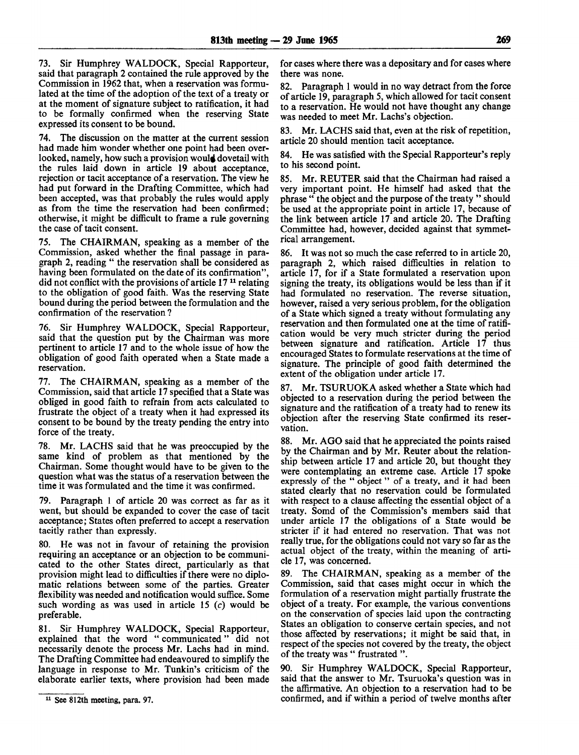73. Sir Humphrey WALDOCK, Special Rapporteur, said that paragraph 2 contained the rule approved by the Commission in 1962 that, when a reservation was formulated at the time of the adoption of the text of a treaty or at the moment of signature subject to ratification, it had to be formally confirmed when the reserving State expressed its consent to be bound.

74. The discussion on the matter at the current session had made him wonder whether one point had been overlooked, namely, how such a provision would dovetail with the rules laid down in article 19 about acceptance, rejection or tacit acceptance of a reservation. The view he had put forward in the Drafting Committee, which had been accepted, was that probably the rules would apply as from the time the reservation had been confirmed; otherwise, it might be difficult to frame a rule governing the case of tacit consent.

75. The CHAIRMAN, speaking as a member of the Commission, asked whether the final passage in paragraph 2, reading " the reservation shall be considered as having been formulated on the date of its confirmation", did not conflict with the provisions of article 17 [11] relating to the obligation of good faith. Was the reserving State bound during the period between the formulation and the confirmation of the reservation?

76. Sir Humphrey WALDOCK, Special Rapporteur, said that the question put by the Chairman was more pertinent to article 17 and to the whole issue of how the obligation of good faith operated when a State made a reservation.

77. The CHAIRMAN, speaking as a member of the Commission, said that article 17 specified that a State was obliged in good faith to refrain from acts calculated to frustrate the object of a treaty when it had expressed its consent to be bound by the treaty pending the entry into force of the treaty.

78. Mr. LACHS said that he was preoccupied by the same kind of problem as that mentioned by the Chairman. Some thought would have to be given to the question what was the status of a reservation between the time it was formulated and the time it was confirmed.

79. Paragraph 1 of article 20 was correct as far as it went, but should be expanded to cover the case of tacit acceptance; States often preferred to accept a reservation tacitly rather than expressly.

80. He was not in favour of retaining the provision requiring an acceptance or an objection to be communicated to the other States direct, particularly as that provision might lead to difficulties if there were no diplomatic relations between some of the parties. Greater flexibility was needed and notification would suffice. Some such wording as was used in article 15 (*c*) would be preferable.

81. Sir Humphrey WALDOCK, Special Rapporteur, explained that the word " communicated " did not necessarily denote the process Mr. Lachs had in mind. The Drafting Committee had endeavoured to simplify the language in response to Mr. Tunkin's criticism of the elaborate earlier texts, where provision had been made for cases where there was a depositary and for cases where there was none.

82. Paragraph 1 would in no way detract from the force of article 19, paragraph 5, which allowed for tacit consent to a reservation. He would not have thought any change was needed to meet Mr. Lachs's objection.

83. Mr. LACHS said that, even at the risk of repetition, article 20 should mention tacit acceptance.

84. He was satisfied with the Special Rapporteur's reply to his second point.

85. Mr. REUTER said that the Chairman had raised a very important point. He himself had asked that the phrase " the object and the purpose of the treaty " should be used at the appropriate point in article 17, because of the link between article 17 and article 20. The Drafting Committee had, however, decided against that symmetrical arrangement.

86. It was not so much the case referred to in article 20, paragraph 2, which raised difficulties in relation to article 17, for if a State formulated a reservation upon signing the treaty, its obligations would be less than if it had formulated no reservation. The reverse situation, however, raised a very serious problem, for the obligation of a State which signed a treaty without formulating any reservation and then formulated one at the time of ratification would be very much stricter during the period between signature and ratification. Article 17 thus encouraged States to formulate reservations at the time of signature. The principle of good faith determined the extent of the obligation under article 17.

87. Mr. TSURUOKA asked whether a State which had objected to a reservation during the period between the signature and the ratification of a treaty had to renew its objection after the reserving State confirmed its reservation.

88. Mr. AGO said that he appreciated the points raised by the Chairman and by Mr. Reuter about the relationship between article 17 and article 20, but thought they were contemplating an extreme case. Article 17 spoke expressly of the " object " of a treaty, and it had been stated clearly that no reservation could be formulated with respect to a clause affecting the essential object of a treaty. Somd of the Commission's members said that under article 17 the obligations of a State would be stricter if it had entered no reservation. That was not really true, for the obligations could not vary so far as the actual object of the treaty, within the meaning of article 17, was concerned.

89. The CHAIRMAN, speaking as a member of the Commission, said that cases might occur in which the formulation of a reservation might partially frustrate the object of a treaty. For example, the various conventions on the conservation of species laid upon the contracting States an obligation to conserve certain species, and not those affected by reservations; it might be said that, in respect of the species not covered by the treaty, the object of the treaty was " frustrated ".

90. Sir Humphrey WALDOCK, Special Rapporteur, said that the answer to Mr. Tsuruoka's question was in the affirmative. An objection to a reservation had to be confirmed, and if within a period of twelve months after

[11] See 812th meeting, para. 97.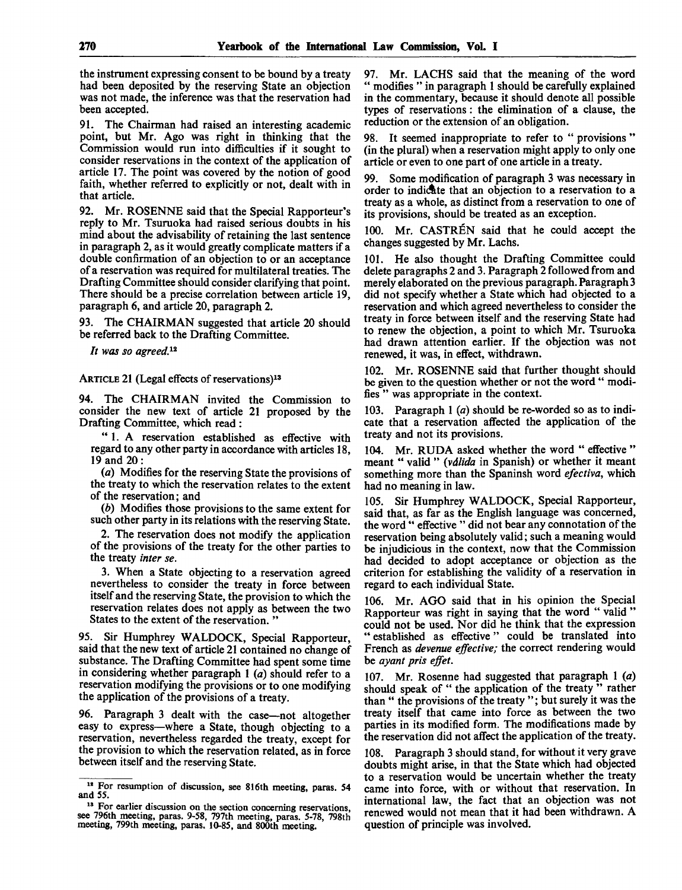the instrument expressing consent to be bound by a treaty had been deposited by the reserving State an objection was not made, the inference was that the reservation had been accepted.

91. The Chairman had raised an interesting academic point, but Mr. Ago was right in thinking that the Commission would run into difficulties if it sought to consider reservations in the context of the application of article 17. The point was covered by the notion of good faith, whether referred to explicitly or not, dealt with in that article.

92. Mr. ROSENNE said that the Special Rapporteur's reply to Mr. Tsuruoka had raised serious doubts in his mind about the advisability of retaining the last sentence in paragraph 2, as it would greatly complicate matters if a double confirmation of an objection to or an acceptance of a reservation was required for multilateral treaties. The Drafting Committee should consider clarifying that point. There should be a precise correlation between article 19, paragraph 6, and article 20, paragraph 2.

93. The CHAIRMAN suggested that article 20 should be referred back to the Drafting Committee.

*It was so agreed.*[12]

ARTICLE 21 (Legal effects of reservations)[13]

94. The CHAIRMAN invited the Commission to consider the new text of article 21 proposed by the Drafting Committee, which read :

" 1. A reservation established as effective with regard to any other party in accordance with articles 18, 19 and 20 :

(*a*) Modifies for the reserving State the provisions of the treaty to which the reservation relates to the extent of the reservation; and

(*b*) Modifies those provisions to the same extent for such other party in its relations with the reserving State.

2. The reservation does not modify the application of the provisions of the treaty for the other parties to the treaty *inter se*.

3. When a State objecting to a reservation agreed nevertheless to consider the treaty in force between itself and the reserving State, the provision to which the reservation relates does not apply as between the two States to the extent of the reservation. "

95. Sir Humphrey WALDOCK, Special Rapporteur, said that the new text of article 21 contained no change of substance. The Drafting Committee had spent some time in considering whether paragraph 1 (*a*) should refer to a reservation modifying the provisions or to one modifying the application of the provisions of a treaty.

96. Paragraph 3 dealt with the case—not altogether easy to express—where a State, though objecting to a reservation, nevertheless regarded the treaty, except for the provision to which the reservation related, as in force between itself and the reserving State.

97. Mr. LACHS said that the meaning of the word " modifies " in paragraph 1 should be carefully explained in the commentary, because it should denote all possible types of reservations : the elimination of a clause, the reduction or the extension of an obligation.

98. It seemed inappropriate to refer to " provisions " (in the plural) when a reservation might apply to only one article or even to one part of one article in a treaty.

99. Some modification of paragraph 3 was necessary in order to indicate that an objection to a reservation to a treaty as a whole, as distinct from a reservation to one of its provisions, should be treated as an exception.

100. Mr. CASTRÉN said that he could accept the changes suggested by Mr. Lachs.

101. He also thought the Drafting Committee could delete paragraphs 2 and 3. Paragraph 2 followed from and merely elaborated on the previous paragraph. Paragraph 3 did not specify whether a State which had objected to a reservation and which agreed nevertheless to consider the treaty in force between itself and the reserving State had to renew the objection, a point to which Mr. Tsuruoka had drawn attention earlier. If the objection was not renewed, it was, in effect, withdrawn.

102. Mr. ROSENNE said that further thought should be given to the question whether or not the word " modifies " was appropriate in the context.

103. Paragraph 1 (*a*) should be re-worded so as to indicate that a reservation affected the application of the treaty and not its provisions.

104. Mr. RUDA asked whether the word " effective " meant " valid " (*válida* in Spanish) or whether it meant something more than the Spaninsh word *efectiva*, which had no meaning in law.

105. Sir Humphrey WALDOCK, Special Rapporteur, said that, as far as the English language was concerned, the word " effective " did not bear any connotation of the reservation being absolutely valid; such a meaning would be injudicious in the context, now that the Commission had decided to adopt acceptance or objection as the criterion for establishing the validity of a reservation in regard to each individual State.

106. Mr. AGO said that in his opinion the Special Rapporteur was right in saying that the word " valid " could not be used. Nor did he think that the expression " established as effective " could be translated into French as *devenue effective;* the correct rendering would be *ayant pris effet*.

107. Mr. Rosenne had suggested that paragraph 1 (*a*) should speak of " the application of the treaty " rather than " the provisions of the treaty "; but surely it was the treaty itself that came into force as between the two parties in its modified form. The modifications made by the reservation did not affect the application of the treaty.

108. Paragraph 3 should stand, for without it very grave doubts might arise, in that the State which had objected to a reservation would be uncertain whether the treaty came into force, with or without that reservation. In international law, the fact that an objection was not renewed would not mean that it had been withdrawn. A question of principle was involved.

---

[12] For resumption of discussion, see 816th meeting, paras. 54 and 55.

[13] For earlier discussion on the section concerning reservations, see 796th meeting, paras. 9-58, 797th meeting, paras. 5-78, 798th meeting, 799th meeting, paras. 10-85, and 800th meeting.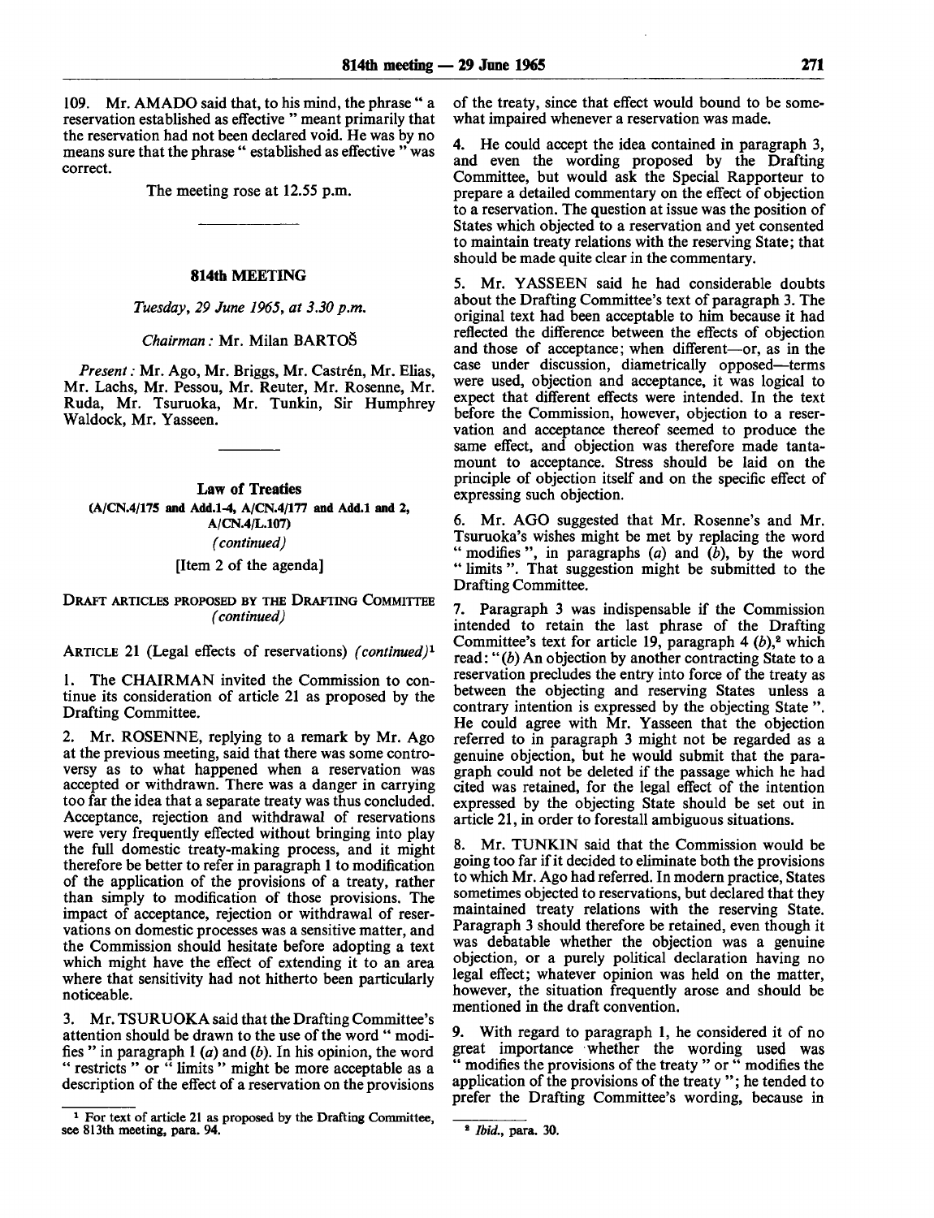109. Mr. AMADO said that, to his mind, the phrase " a reservation established as effective " meant primarily that the reservation had not been declared void. He was by no means sure that the phrase " established as effective " was correct.

The meeting rose at 12.55 p.m.

## 814th MEETING

*Tuesday, 29 June 1965, at 3.30 p.m.*

*Chairman:* Mr. Milan BARTOŠ

*Present:* Mr. Ago, Mr. Briggs, Mr. Castrén, Mr. Elias, Mr. Lachs, Mr. Pessou, Mr. Reuter, Mr. Rosenne, Mr. Ruda, Mr. Tsuruoka, Mr. Tunkin, Sir Humphrey Waldock, Mr. Yasseen.

### Law of Treaties

**(A/CN.4/175 and Add.1-4, A/CN.4/177 and Add.1 and 2, A/CN.4/L.107)**

*(continued)*

[Item 2 of the agenda]

DRAFT ARTICLES PROPOSED BY THE DRAFTING COMMITTEE *(continued)*

ARTICLE 21 (Legal effects of reservations) *(continued)*[1]

1. The CHAIRMAN invited the Commission to continue its consideration of article 21 as proposed by the Drafting Committee.

2. Mr. ROSENNE, replying to a remark by Mr. Ago at the previous meeting, said that there was some controversy as to what happened when a reservation was accepted or withdrawn. There was a danger in carrying too far the idea that a separate treaty was thus concluded. Acceptance, rejection and withdrawal of reservations were very frequently effected without bringing into play the full domestic treaty-making process, and it might therefore be better to refer in paragraph 1 to modification of the application of the provisions of a treaty, rather than simply to modification of those provisions. The impact of acceptance, rejection or withdrawal of reservations on domestic processes was a sensitive matter, and the Commission should hesitate before adopting a text which might have the effect of extending it to an area where that sensitivity had not hitherto been particularly noticeable.

3. Mr. TSURUOKA said that the Drafting Committee's attention should be drawn to the use of the word " modifies " in paragraph 1 (*a*) and (*b*). In his opinion, the word " restricts " or " limits " might be more acceptable as a description of the effect of a reservation on the provisions of the treaty, since that effect would bound to be somewhat impaired whenever a reservation was made.

4. He could accept the idea contained in paragraph 3, and even the wording proposed by the Drafting Committee, but would ask the Special Rapporteur to prepare a detailed commentary on the effect of objection to a reservation. The question at issue was the position of States which objected to a reservation and yet consented to maintain treaty relations with the reserving State; that should be made quite clear in the commentary.

5. Mr. YASSEEN said he had considerable doubts about the Drafting Committee's text of paragraph 3. The original text had been acceptable to him because it had reflected the difference between the effects of objection and those of acceptance; when different—or, as in the case under discussion, diametrically opposed—terms were used, objection and acceptance, it was logical to expect that different effects were intended. In the text before the Commission, however, objection to a reservation and acceptance thereof seemed to produce the same effect, and objection was therefore made tantamount to acceptance. Stress should be laid on the principle of objection itself and on the specific effect of expressing such objection.

6. Mr. AGO suggested that Mr. Rosenne's and Mr. Tsuruoka's wishes might be met by replacing the word " modifies ", in paragraphs (*a*) and (*b*), by the word " limits ". That suggestion might be submitted to the Drafting Committee.

7. Paragraph 3 was indispensable if the Commission intended to retain the last phrase of the Drafting Committee's text for article 19, paragraph 4 (*b*),[2] which read: " (*b*) An objection by another contracting State to a reservation precludes the entry into force of the treaty as between the objecting and reserving States unless a contrary intention is expressed by the objecting State ". He could agree with Mr. Yasseen that the objection referred to in paragraph 3 might not be regarded as a genuine objection, but he would submit that the paragraph could not be deleted if the passage which he had cited was retained, for the legal effect of the intention expressed by the objecting State should be set out in article 21, in order to forestall ambiguous situations.

8. Mr. TUNKIN said that the Commission would be going too far if it decided to eliminate both the provisions to which Mr. Ago had referred. In modern practice, States sometimes objected to reservations, but declared that they maintained treaty relations with the reserving State. Paragraph 3 should therefore be retained, even though it was debatable whether the objection was a genuine objection, or a purely political declaration having no legal effect; whatever opinion was held on the matter, however, the situation frequently arose and should be mentioned in the draft convention.

9. With regard to paragraph 1, he considered it of no great importance whether the wording used was " modifies the provisions of the treaty " or " modifies the application of the provisions of the treaty "; he tended to prefer the Drafting Committee's wording, because in

[1] For text of article 21 as proposed by the Drafting Committee, see 813th meeting, para. 94.

[2] *Ibid.*, para. 30.